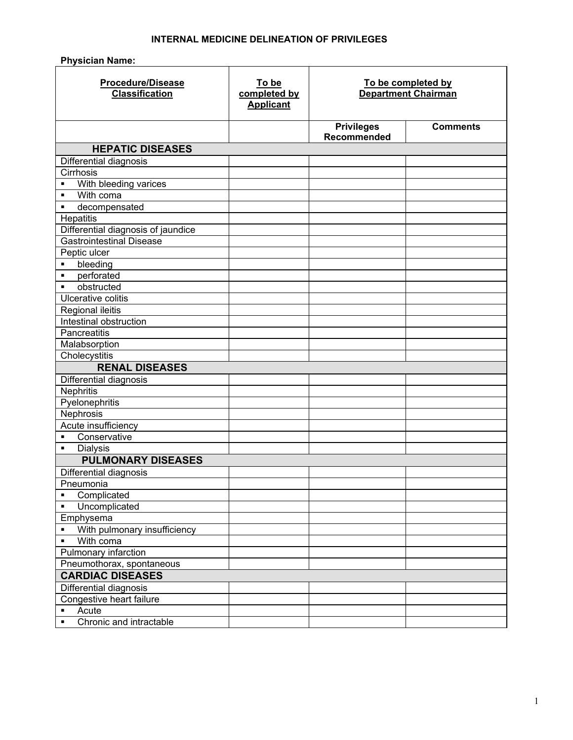# INTERNAL MEDICINE DELINEATION OF PRIVILEGES

**Physician Name:**

| Procedure/Disease Classification | To be completed by Applicant | To be completed by Department Chairman | |
|---|---|---|---|
| | | Privileges Recommended | Comments |
| **HEPATIC DISEASES** | | | |
| Differential diagnosis | | | |
| Cirrhosis | | | |
| ▪ With bleeding varices | | | |
| ▪ With coma | | | |
| ▪ decompensated | | | |
| Hepatitis | | | |
| Differential diagnosis of jaundice | | | |
| Gastrointestinal Disease | | | |
| Peptic ulcer | | | |
| ▪ bleeding | | | |
| ▪ perforated | | | |
| ▪ obstructed | | | |
| Ulcerative colitis | | | |
| Regional ileitis | | | |
| Intestinal obstruction | | | |
| Pancreatitis | | | |
| Malabsorption | | | |
| Cholecystitis | | | |
| **RENAL DISEASES** | | | |
| Differential diagnosis | | | |
| Nephritis | | | |
| Pyelonephritis | | | |
| Nephrosis | | | |
| Acute insufficiency | | | |
| ▪ Conservative | | | |
| ▪ Dialysis | | | |
| **PULMONARY DISEASES** | | | |
| Differential diagnosis | | | |
| Pneumonia | | | |
| ▪ Complicated | | | |
| ▪ Uncomplicated | | | |
| Emphysema | | | |
| ▪ With pulmonary insufficiency | | | |
| ▪ With coma | | | |
| Pulmonary infarction | | | |
| Pneumothorax, spontaneous | | | |
| **CARDIAC DISEASES** | | | |
| Differential diagnosis | | | |
| Congestive heart failure | | | |
| ▪ Acute | | | |
| ▪ Chronic and intractable | | | |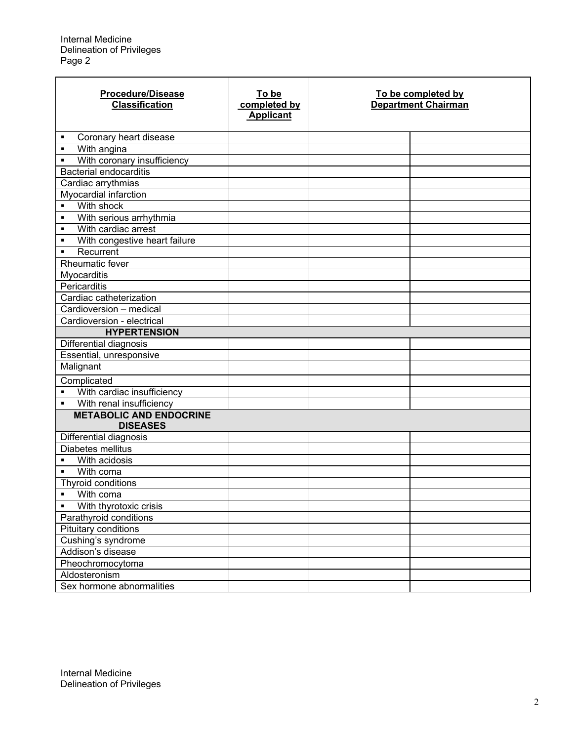| Procedure/Disease Classification | To be completed by Applicant | To be completed by Department Chairman | |
|---|---|---|---|
| ▪ Coronary heart disease | | | |
| ▪ With angina | | | |
| ▪ With coronary insufficiency | | | |
| Bacterial endocarditis | | | |
| Cardiac arrythmias | | | |
| Myocardial infarction | | | |
| ▪ With shock | | | |
| ▪ With serious arrhythmia | | | |
| ▪ With cardiac arrest | | | |
| ▪ With congestive heart failure | | | |
| ▪ Recurrent | | | |
| Rheumatic fever | | | |
| Myocarditis | | | |
| Pericarditis | | | |
| Cardiac catheterization | | | |
| Cardioversion – medical | | | |
| Cardioversion - electrical | | | |
| **HYPERTENSION** | | | |
| Differential diagnosis | | | |
| Essential, unresponsive | | | |
| Malignant | | | |
| Complicated | | | |
| ▪ With cardiac insufficiency | | | |
| ▪ With renal insufficiency | | | |
| **METABOLIC AND ENDOCRINE DISEASES** | | | |
| Differential diagnosis | | | |
| Diabetes mellitus | | | |
| ▪ With acidosis | | | |
| ▪ With coma | | | |
| Thyroid conditions | | | |
| ▪ With coma | | | |
| ▪ With thyrotoxic crisis | | | |
| Parathyroid conditions | | | |
| Pituitary conditions | | | |
| Cushing's syndrome | | | |
| Addison's disease | | | |
| Pheochromocytoma | | | |
| Aldosteronism | | | |
| Sex hormone abnormalities | | | |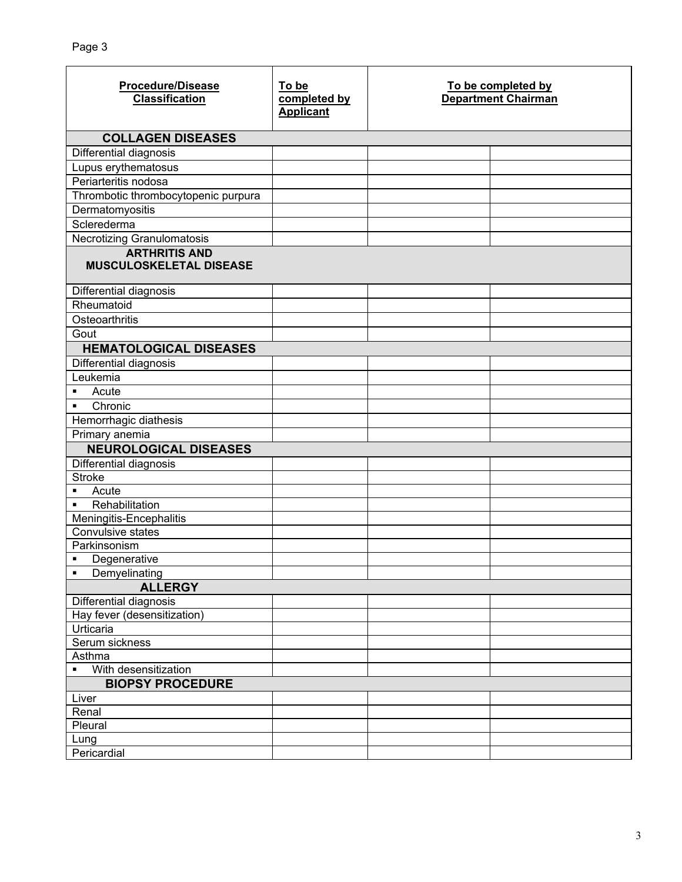| Procedure/Disease Classification | To be completed by Applicant | To be completed by Department Chairman | |
|---|---|---|---|
| **COLLAGEN DISEASES** | | | |
| Differential diagnosis | | | |
| Lupus erythematosus | | | |
| Periarteritis nodosa | | | |
| Thrombotic thrombocytopenic purpura | | | |
| Dermatomyositis | | | |
| Sclerederma | | | |
| Necrotizing Granulomatosis | | | |
| **ARTHRITIS AND MUSCULOSKELETAL DISEASE** | | | |
| Differential diagnosis | | | |
| Rheumatoid | | | |
| Osteoarthritis | | | |
| Gout | | | |
| **HEMATOLOGICAL DISEASES** | | | |
| Differential diagnosis | | | |
| Leukemia | | | |
| ▪ Acute | | | |
| ▪ Chronic | | | |
| Hemorrhagic diathesis | | | |
| Primary anemia | | | |
| **NEUROLOGICAL DISEASES** | | | |
| Differential diagnosis | | | |
| Stroke | | | |
| ▪ Acute | | | |
| ▪ Rehabilitation | | | |
| Meningitis-Encephalitis | | | |
| Convulsive states | | | |
| Parkinsonism | | | |
| ▪ Degenerative | | | |
| ▪ Demyelinating | | | |
| **ALLERGY** | | | |
| Differential diagnosis | | | |
| Hay fever (desensitization) | | | |
| Urticaria | | | |
| Serum sickness | | | |
| Asthma | | | |
| ▪ With desensitization | | | |
| **BIOPSY PROCEDURE** | | | |
| Liver | | | |
| Renal | | | |
| Pleural | | | |
| Lung | | | |
| Pericardial | | | |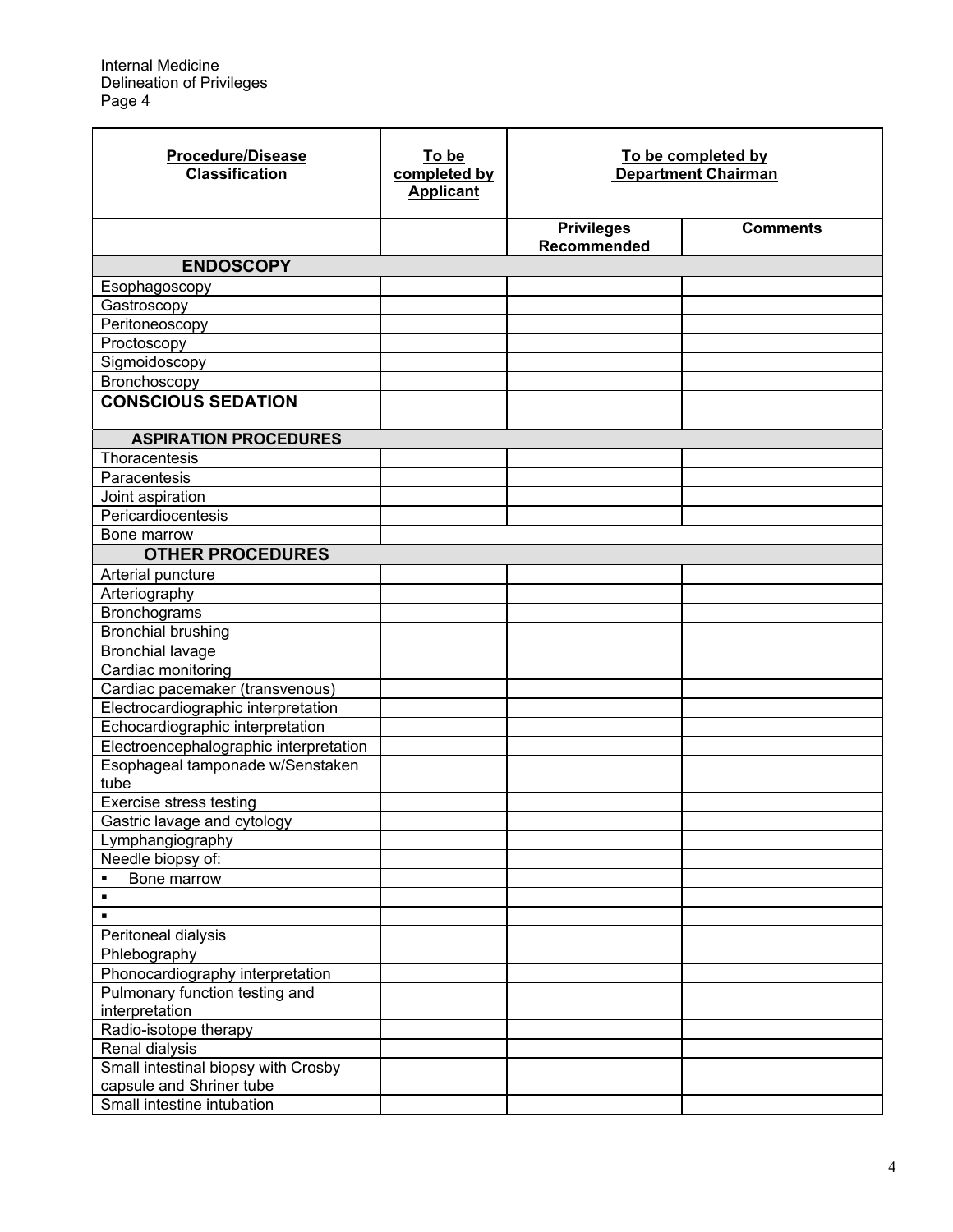| Procedure/Disease Classification | To be completed by Applicant | To be completed by Department Chairman | |
|---|---|---|---|
| | | Privileges Recommended | Comments |
| **ENDOSCOPY** | | | |
| Esophagoscopy | | | |
| Gastroscopy | | | |
| Peritoneoscopy | | | |
| Proctoscopy | | | |
| Sigmoidoscopy | | | |
| Bronchoscopy | | | |
| **CONSCIOUS SEDATION** | | | |
| **ASPIRATION PROCEDURES** | | | |
| Thoracentesis | | | |
| Paracentesis | | | |
| Joint aspiration | | | |
| Pericardiocentesis | | | |
| Bone marrow | | | |
| **OTHER PROCEDURES** | | | |
| Arterial puncture | | | |
| Arteriography | | | |
| Bronchograms | | | |
| Bronchial brushing | | | |
| Bronchial lavage | | | |
| Cardiac monitoring | | | |
| Cardiac pacemaker (transvenous) | | | |
| Electrocardiographic interpretation | | | |
| Echocardiographic interpretation | | | |
| Electroencephalographic interpretation | | | |
| Esophageal tamponade w/Senstaken tube | | | |
| Exercise stress testing | | | |
| Gastric lavage and cytology | | | |
| Lymphangiography | | | |
| Needle biopsy of: | | | |
| ▪ Bone marrow | | | |
| ▪ | | | |
| ▪ | | | |
| Peritoneal dialysis | | | |
| Phlebography | | | |
| Phonocardiography interpretation | | | |
| Pulmonary function testing and interpretation | | | |
| Radio-isotope therapy | | | |
| Renal dialysis | | | |
| Small intestinal biopsy with Crosby capsule and Shriner tube | | | |
| Small intestine intubation | | | |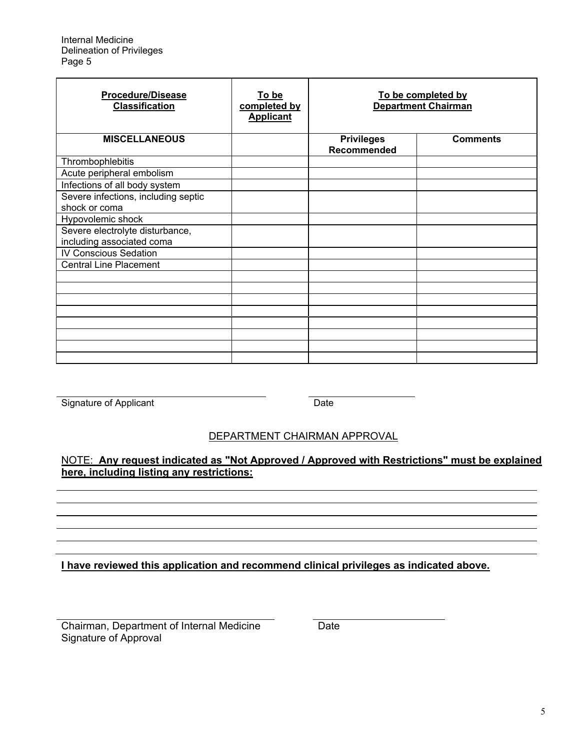| **Procedure/Disease Classification** | **To be completed by Applicant** | **To be completed by Department Chairman** | |
|---|---|---|---|
| **MISCELLANEOUS** | | **Privileges Recommended** | **Comments** |
| Thrombophlebitis | | | |
| Acute peripheral embolism | | | |
| Infections of all body system | | | |
| Severe infections, including septic shock or coma | | | |
| Hypovolemic shock | | | |
| Severe electrolyte disturbance, including associated coma | | | |
| IV Conscious Sedation | | | |
| Central Line Placement | | | |
| | | | |
| | | | |
| | | | |
| | | | |
| | | | |
| | | | |
| | | | |
| | | | |

Signature of Applicant ____________________ Date ____________

DEPARTMENT CHAIRMAN APPROVAL

NOTE: **Any request indicated as "Not Approved / Approved with Restrictions" must be explained here, including listing any restrictions:**

______________________________________________________________________

______________________________________________________________________

______________________________________________________________________

______________________________________________________________________

______________________________________________________________________

**I have reviewed this application and recommend clinical privileges as indicated above.**

Chairman, Department of Internal Medicine
Signature of Approval ____________________ Date ____________